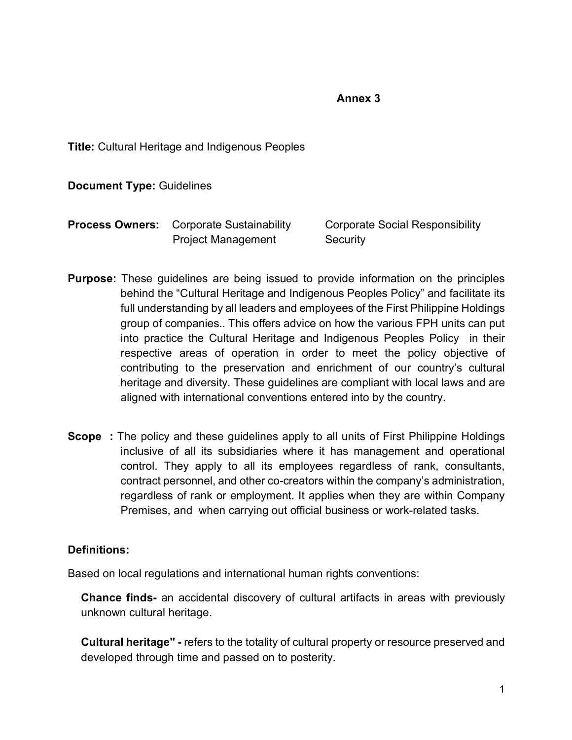**Annex 3**

**Title:** Cultural Heritage and Indigenous Peoples

**Document Type:** Guidelines

**Process Owners:** Corporate Sustainability, Corporate Social Responsibility, Project Management, Security

**Purpose:** These guidelines are being issued to provide information on the principles behind the "Cultural Heritage and Indigenous Peoples Policy" and facilitate its full understanding by all leaders and employees of the First Philippine Holdings group of companies.. This offers advice on how the various FPH units can put into practice the Cultural Heritage and Indigenous Peoples Policy in their respective areas of operation in order to meet the policy objective of contributing to the preservation and enrichment of our country's cultural heritage and diversity. These guidelines are compliant with local laws and are aligned with international conventions entered into by the country.

**Scope :** The policy and these guidelines apply to all units of First Philippine Holdings inclusive of all its subsidiaries where it has management and operational control. They apply to all its employees regardless of rank, consultants, contract personnel, and other co-creators within the company's administration, regardless of rank or employment. It applies when they are within Company Premises, and when carrying out official business or work-related tasks.

**Definitions:**

Based on local regulations and international human rights conventions:

**Chance finds-** an accidental discovery of cultural artifacts in areas with previously unknown cultural heritage.

**Cultural heritage" -** refers to the totality of cultural property or resource preserved and developed through time and passed on to posterity.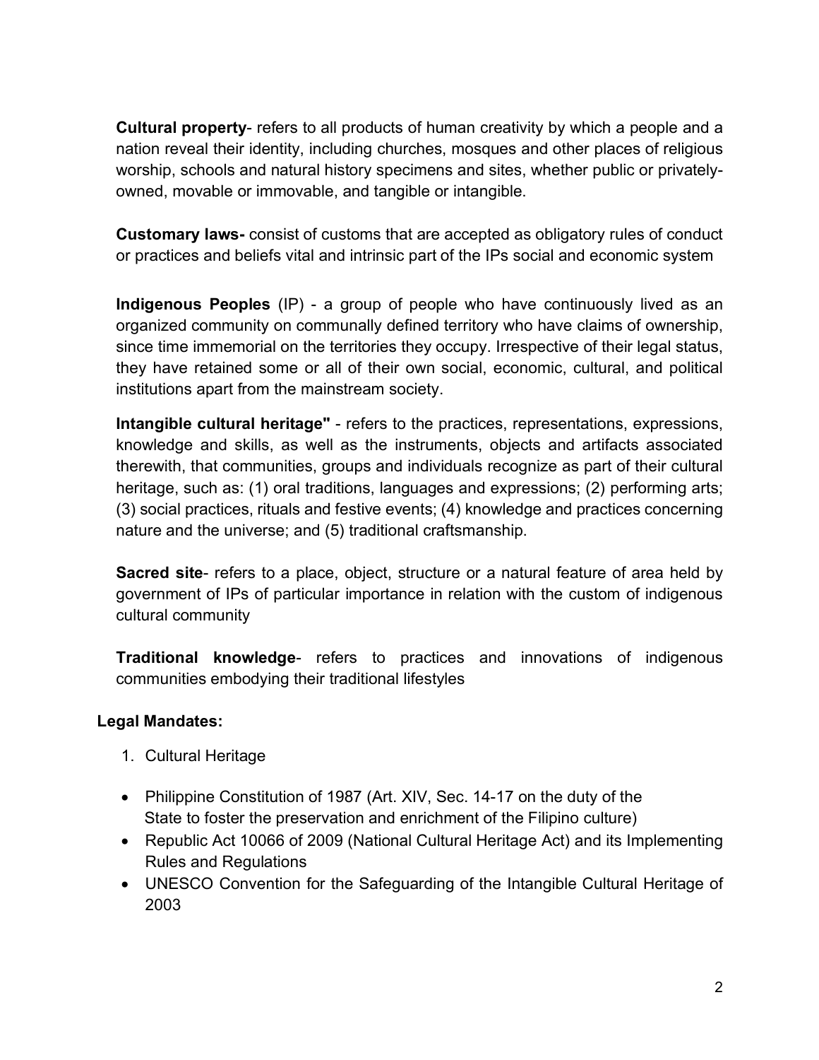**Cultural property**- refers to all products of human creativity by which a people and a nation reveal their identity, including churches, mosques and other places of religious worship, schools and natural history specimens and sites, whether public or privately-owned, movable or immovable, and tangible or intangible.

**Customary laws-** consist of customs that are accepted as obligatory rules of conduct or practices and beliefs vital and intrinsic part of the IPs social and economic system

**Indigenous Peoples** (IP) - a group of people who have continuously lived as an organized community on communally defined territory who have claims of ownership, since time immemorial on the territories they occupy. Irrespective of their legal status, they have retained some or all of their own social, economic, cultural, and political institutions apart from the mainstream society.

**Intangible cultural heritage"** - refers to the practices, representations, expressions, knowledge and skills, as well as the instruments, objects and artifacts associated therewith, that communities, groups and individuals recognize as part of their cultural heritage, such as: (1) oral traditions, languages and expressions; (2) performing arts; (3) social practices, rituals and festive events; (4) knowledge and practices concerning nature and the universe; and (5) traditional craftsmanship.

**Sacred site**- refers to a place, object, structure or a natural feature of area held by government of IPs of particular importance in relation with the custom of indigenous cultural community

**Traditional knowledge**- refers to practices and innovations of indigenous communities embodying their traditional lifestyles

**Legal Mandates:**

1. Cultural Heritage

- Philippine Constitution of 1987 (Art. XIV, Sec. 14-17 on the duty of the State to foster the preservation and enrichment of the Filipino culture)
- Republic Act 10066 of 2009 (National Cultural Heritage Act) and its Implementing Rules and Regulations
- UNESCO Convention for the Safeguarding of the Intangible Cultural Heritage of 2003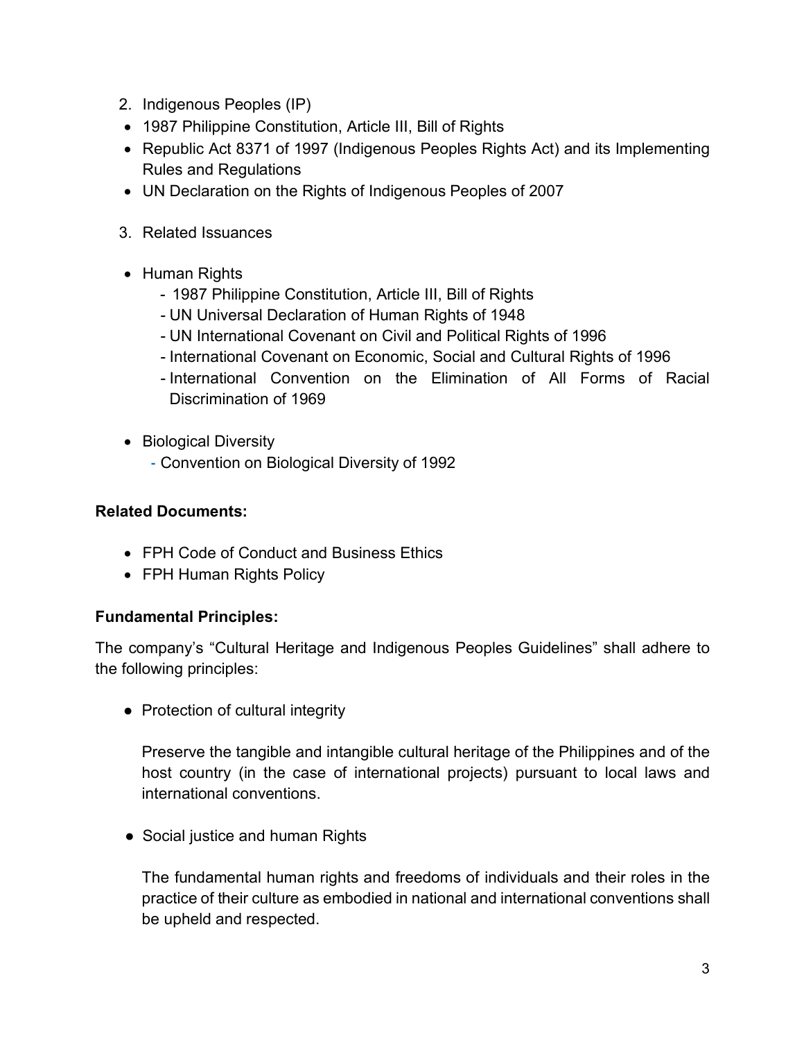2. Indigenous Peoples (IP)

- 1987 Philippine Constitution, Article III, Bill of Rights
- Republic Act 8371 of 1997 (Indigenous Peoples Rights Act) and its Implementing Rules and Regulations
- UN Declaration on the Rights of Indigenous Peoples of 2007

3. Related Issuances

- Human Rights
  - 1987 Philippine Constitution, Article III, Bill of Rights
  - UN Universal Declaration of Human Rights of 1948
  - UN International Covenant on Civil and Political Rights of 1996
  - International Covenant on Economic, Social and Cultural Rights of 1996
  - International Convention on the Elimination of All Forms of Racial Discrimination of 1969
- Biological Diversity
  - Convention on Biological Diversity of 1992

**Related Documents:**

- FPH Code of Conduct and Business Ethics
- FPH Human Rights Policy

**Fundamental Principles:**

The company's "Cultural Heritage and Indigenous Peoples Guidelines" shall adhere to the following principles:

- Protection of cultural integrity

  Preserve the tangible and intangible cultural heritage of the Philippines and of the host country (in the case of international projects) pursuant to local laws and international conventions.

- Social justice and human Rights

  The fundamental human rights and freedoms of individuals and their roles in the practice of their culture as embodied in national and international conventions shall be upheld and respected.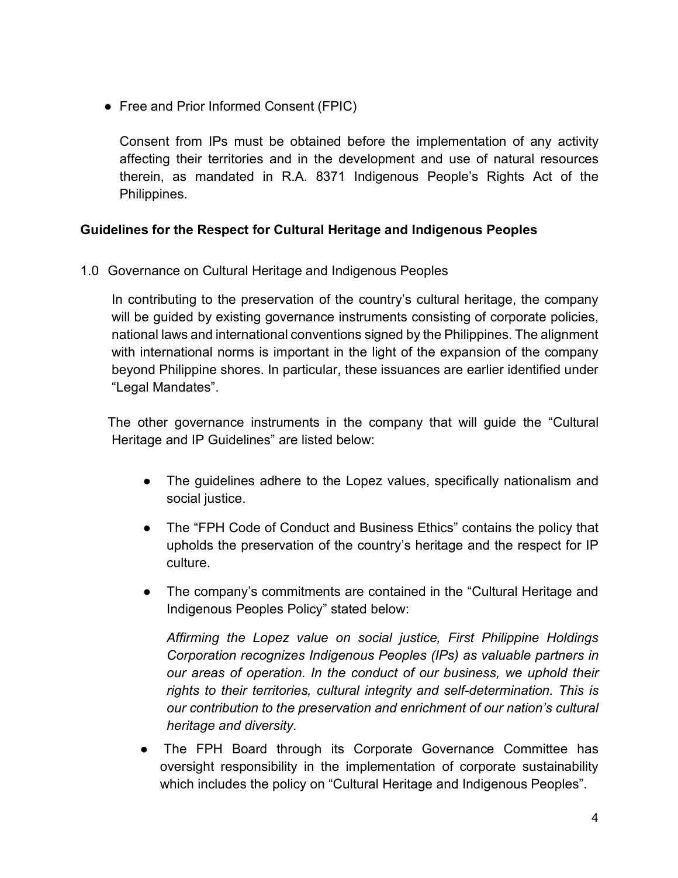- Free and Prior Informed Consent (FPIC)

  Consent from IPs must be obtained before the implementation of any activity affecting their territories and in the development and use of natural resources therein, as mandated in R.A. 8371 Indigenous People's Rights Act of the Philippines.

**Guidelines for the Respect for Cultural Heritage and Indigenous Peoples**

1.0 Governance on Cultural Heritage and Indigenous Peoples

In contributing to the preservation of the country's cultural heritage, the company will be guided by existing governance instruments consisting of corporate policies, national laws and international conventions signed by the Philippines. The alignment with international norms is important in the light of the expansion of the company beyond Philippine shores. In particular, these issuances are earlier identified under "Legal Mandates".

The other governance instruments in the company that will guide the "Cultural Heritage and IP Guidelines" are listed below:

- The guidelines adhere to the Lopez values, specifically nationalism and social justice.
- The "FPH Code of Conduct and Business Ethics" contains the policy that upholds the preservation of the country's heritage and the respect for IP culture.
- The company's commitments are contained in the "Cultural Heritage and Indigenous Peoples Policy" stated below:

  *Affirming the Lopez value on social justice, First Philippine Holdings Corporation recognizes Indigenous Peoples (IPs) as valuable partners in our areas of operation. In the conduct of our business, we uphold their rights to their territories, cultural integrity and self-determination. This is our contribution to the preservation and enrichment of our nation's cultural heritage and diversity.*

- The FPH Board through its Corporate Governance Committee has oversight responsibility in the implementation of corporate sustainability which includes the policy on "Cultural Heritage and Indigenous Peoples".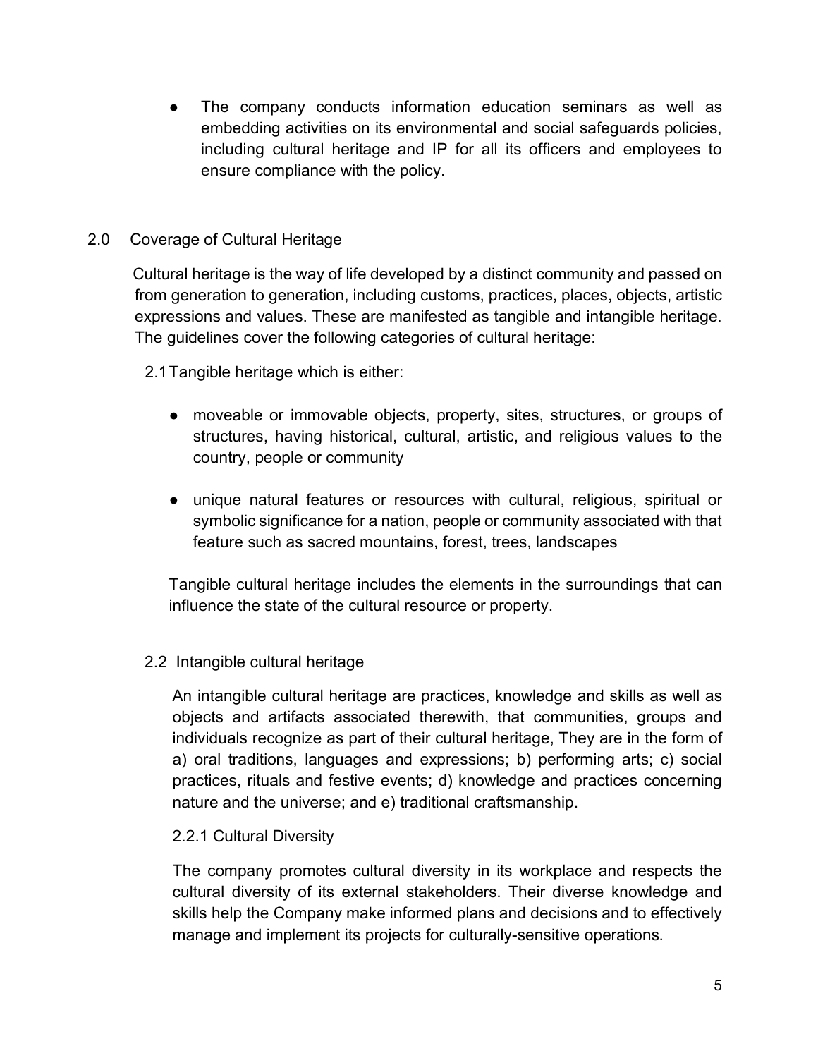- The company conducts information education seminars as well as embedding activities on its environmental and social safeguards policies, including cultural heritage and IP for all its officers and employees to ensure compliance with the policy.

## 2.0 Coverage of Cultural Heritage

Cultural heritage is the way of life developed by a distinct community and passed on from generation to generation, including customs, practices, places, objects, artistic expressions and values. These are manifested as tangible and intangible heritage. The guidelines cover the following categories of cultural heritage:

### 2.1 Tangible heritage which is either:

- moveable or immovable objects, property, sites, structures, or groups of structures, having historical, cultural, artistic, and religious values to the country, people or community
- unique natural features or resources with cultural, religious, spiritual or symbolic significance for a nation, people or community associated with that feature such as sacred mountains, forest, trees, landscapes

Tangible cultural heritage includes the elements in the surroundings that can influence the state of the cultural resource or property.

### 2.2 Intangible cultural heritage

An intangible cultural heritage are practices, knowledge and skills as well as objects and artifacts associated therewith, that communities, groups and individuals recognize as part of their cultural heritage, They are in the form of a) oral traditions, languages and expressions; b) performing arts; c) social practices, rituals and festive events; d) knowledge and practices concerning nature and the universe; and e) traditional craftsmanship.

#### 2.2.1 Cultural Diversity

The company promotes cultural diversity in its workplace and respects the cultural diversity of its external stakeholders. Their diverse knowledge and skills help the Company make informed plans and decisions and to effectively manage and implement its projects for culturally-sensitive operations.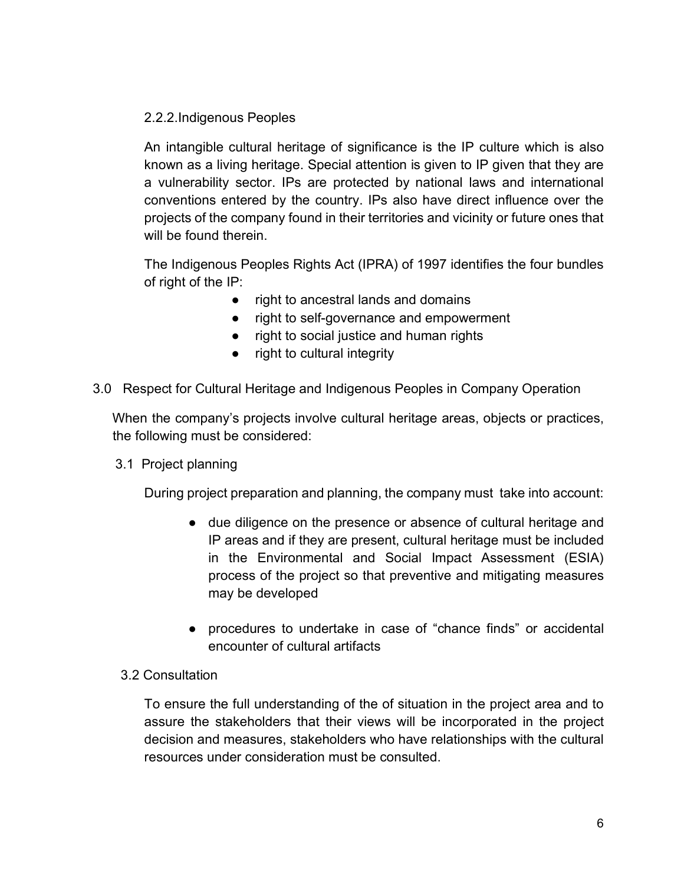#### 2.2.2. Indigenous Peoples

An intangible cultural heritage of significance is the IP culture which is also known as a living heritage. Special attention is given to IP given that they are a vulnerability sector. IPs are protected by national laws and international conventions entered by the country. IPs also have direct influence over the projects of the company found in their territories and vicinity or future ones that will be found therein.

The Indigenous Peoples Rights Act (IPRA) of 1997 identifies the four bundles of right of the IP:

- right to ancestral lands and domains
- right to self-governance and empowerment
- right to social justice and human rights
- right to cultural integrity

## 3.0 Respect for Cultural Heritage and Indigenous Peoples in Company Operation

When the company's projects involve cultural heritage areas, objects or practices, the following must be considered:

### 3.1 Project planning

During project preparation and planning, the company must take into account:

- due diligence on the presence or absence of cultural heritage and IP areas and if they are present, cultural heritage must be included in the Environmental and Social Impact Assessment (ESIA) process of the project so that preventive and mitigating measures may be developed

- procedures to undertake in case of "chance finds" or accidental encounter of cultural artifacts

### 3.2 Consultation

To ensure the full understanding of the of situation in the project area and to assure the stakeholders that their views will be incorporated in the project decision and measures, stakeholders who have relationships with the cultural resources under consideration must be consulted.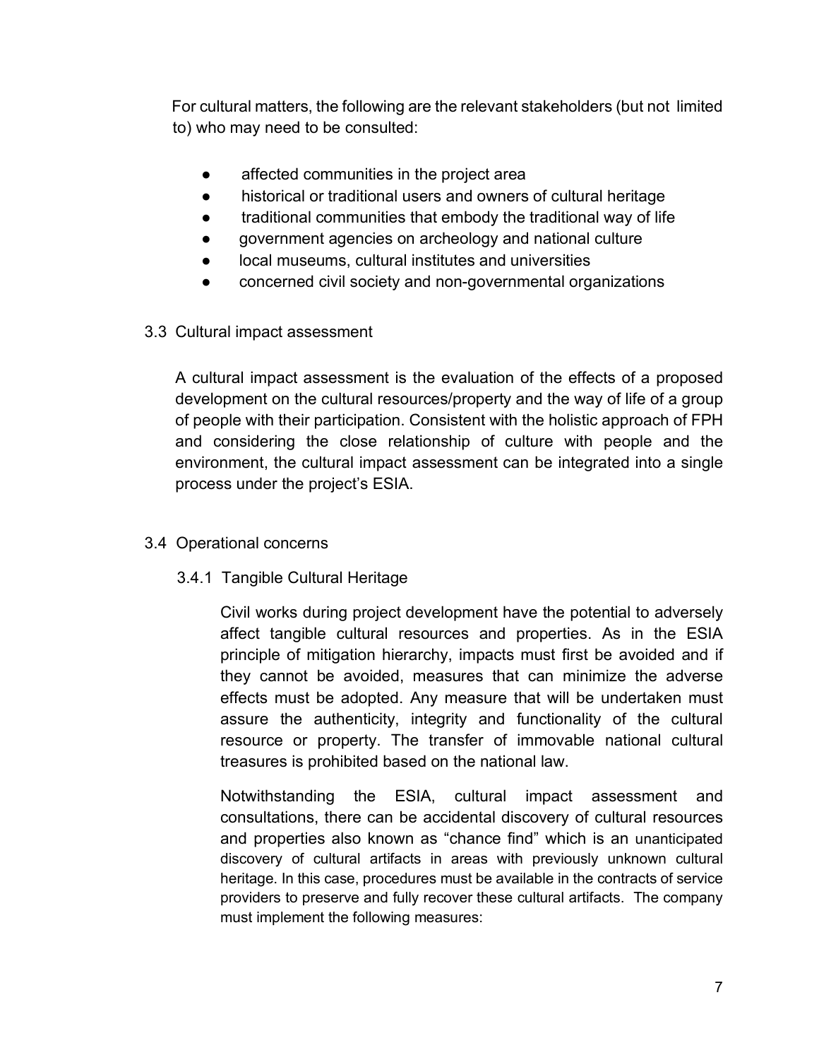For cultural matters, the following are the relevant stakeholders (but not limited to) who may need to be consulted:

- affected communities in the project area
- historical or traditional users and owners of cultural heritage
- traditional communities that embody the traditional way of life
- government agencies on archeology and national culture
- local museums, cultural institutes and universities
- concerned civil society and non-governmental organizations

## 3.3 Cultural impact assessment

A cultural impact assessment is the evaluation of the effects of a proposed development on the cultural resources/property and the way of life of a group of people with their participation. Consistent with the holistic approach of FPH and considering the close relationship of culture with people and the environment, the cultural impact assessment can be integrated into a single process under the project's ESIA.

## 3.4 Operational concerns

### 3.4.1 Tangible Cultural Heritage

Civil works during project development have the potential to adversely affect tangible cultural resources and properties. As in the ESIA principle of mitigation hierarchy, impacts must first be avoided and if they cannot be avoided, measures that can minimize the adverse effects must be adopted. Any measure that will be undertaken must assure the authenticity, integrity and functionality of the cultural resource or property. The transfer of immovable national cultural treasures is prohibited based on the national law.

Notwithstanding the ESIA, cultural impact assessment and consultations, there can be accidental discovery of cultural resources and properties also known as "chance find" which is an unanticipated discovery of cultural artifacts in areas with previously unknown cultural heritage. In this case, procedures must be available in the contracts of service providers to preserve and fully recover these cultural artifacts. The company must implement the following measures: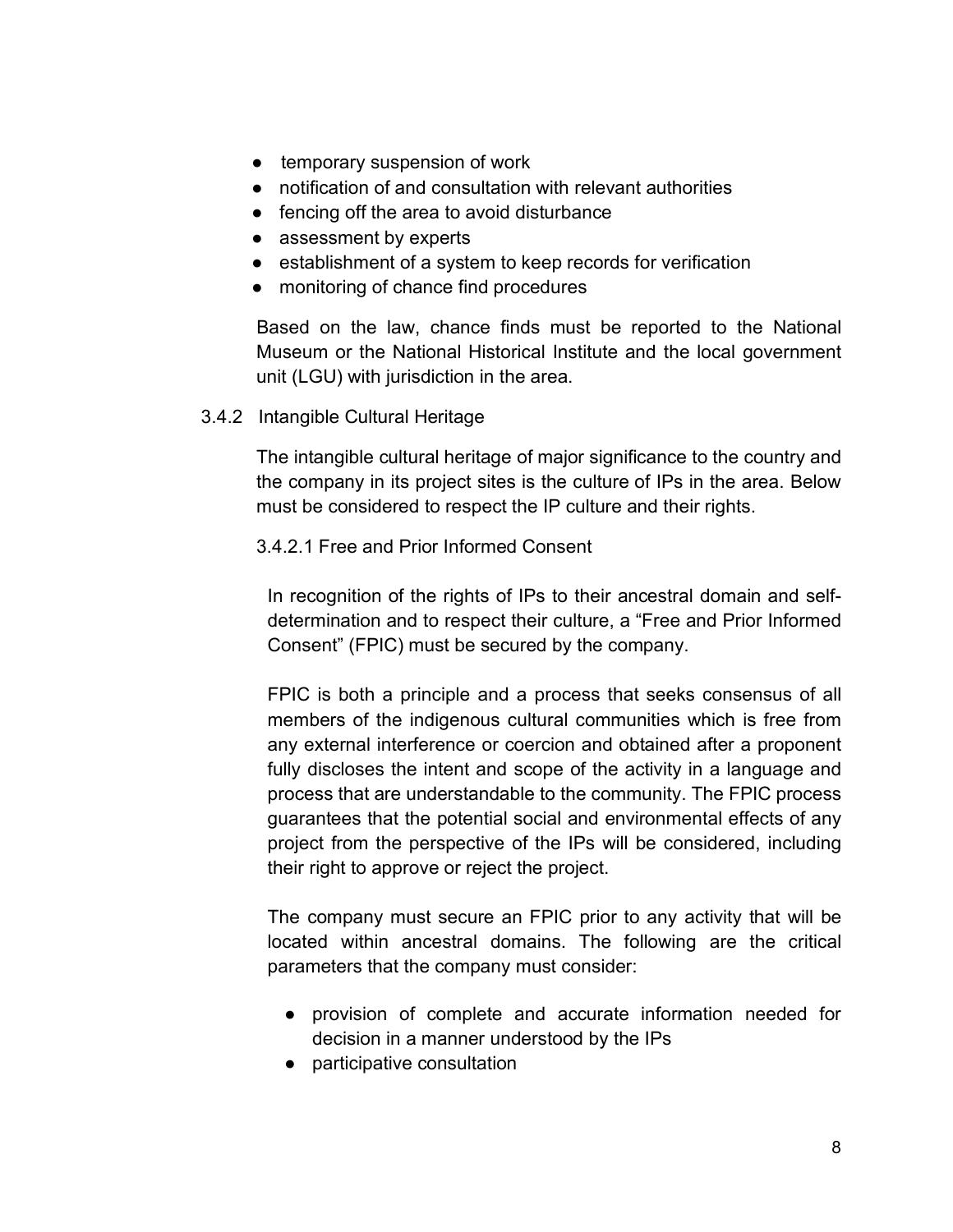- temporary suspension of work
- notification of and consultation with relevant authorities
- fencing off the area to avoid disturbance
- assessment by experts
- establishment of a system to keep records for verification
- monitoring of chance find procedures

Based on the law, chance finds must be reported to the National Museum or the National Historical Institute and the local government unit (LGU) with jurisdiction in the area.

### 3.4.2 Intangible Cultural Heritage

The intangible cultural heritage of major significance to the country and the company in its project sites is the culture of IPs in the area. Below must be considered to respect the IP culture and their rights.

#### 3.4.2.1 Free and Prior Informed Consent

In recognition of the rights of IPs to their ancestral domain and self-determination and to respect their culture, a "Free and Prior Informed Consent" (FPIC) must be secured by the company.

FPIC is both a principle and a process that seeks consensus of all members of the indigenous cultural communities which is free from any external interference or coercion and obtained after a proponent fully discloses the intent and scope of the activity in a language and process that are understandable to the community. The FPIC process guarantees that the potential social and environmental effects of any project from the perspective of the IPs will be considered, including their right to approve or reject the project.

The company must secure an FPIC prior to any activity that will be located within ancestral domains. The following are the critical parameters that the company must consider:

- provision of complete and accurate information needed for decision in a manner understood by the IPs
- participative consultation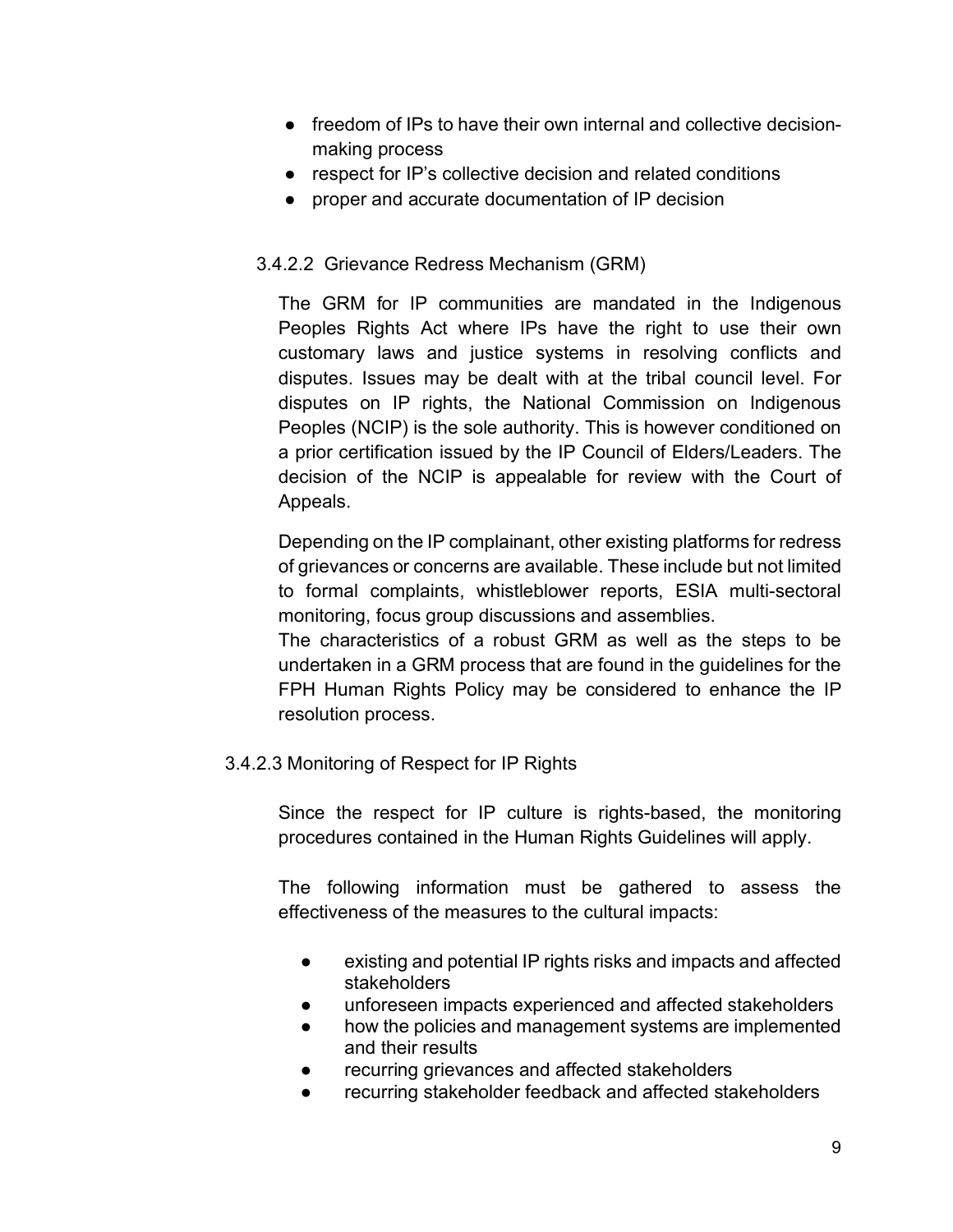- freedom of IPs to have their own internal and collective decision-making process
- respect for IP's collective decision and related conditions
- proper and accurate documentation of IP decision

#### 3.4.2.2 Grievance Redress Mechanism (GRM)

The GRM for IP communities are mandated in the Indigenous Peoples Rights Act where IPs have the right to use their own customary laws and justice systems in resolving conflicts and disputes. Issues may be dealt with at the tribal council level. For disputes on IP rights, the National Commission on Indigenous Peoples (NCIP) is the sole authority. This is however conditioned on a prior certification issued by the IP Council of Elders/Leaders. The decision of the NCIP is appealable for review with the Court of Appeals.

Depending on the IP complainant, other existing platforms for redress of grievances or concerns are available. These include but not limited to formal complaints, whistleblower reports, ESIA multi-sectoral monitoring, focus group discussions and assemblies.

The characteristics of a robust GRM as well as the steps to be undertaken in a GRM process that are found in the guidelines for the FPH Human Rights Policy may be considered to enhance the IP resolution process.

#### 3.4.2.3 Monitoring of Respect for IP Rights

Since the respect for IP culture is rights-based, the monitoring procedures contained in the Human Rights Guidelines will apply.

The following information must be gathered to assess the effectiveness of the measures to the cultural impacts:

- existing and potential IP rights risks and impacts and affected stakeholders
- unforeseen impacts experienced and affected stakeholders
- how the policies and management systems are implemented and their results
- recurring grievances and affected stakeholders
- recurring stakeholder feedback and affected stakeholders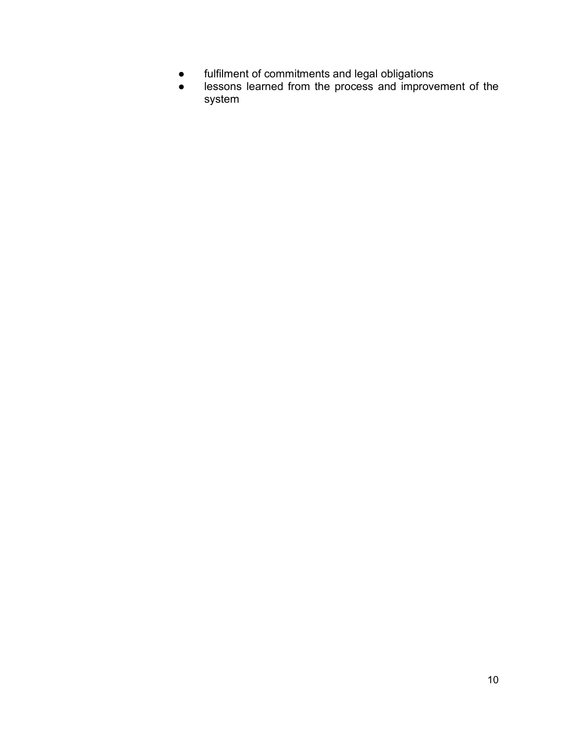- fulfilment of commitments and legal obligations
- lessons learned from the process and improvement of the system